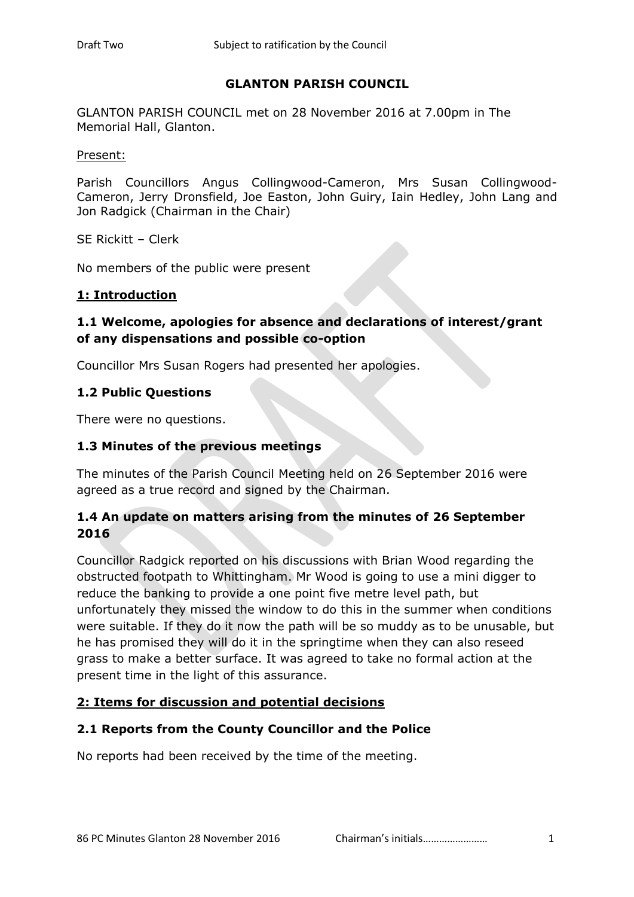# GLANTON PARISH COUNCIL

GLANTON PARISH COUNCIL met on 28 November 2016 at 7.00pm in The Memorial Hall, Glanton.

Present:

Parish Councillors Angus Collingwood-Cameron, Mrs Susan Collingwood-Cameron, Jerry Dronsfield, Joe Easton, John Guiry, Iain Hedley, John Lang and Jon Radgick (Chairman in the Chair)

SE Rickitt – Clerk

No members of the public were present

## 1: Introduction

### 1.1 Welcome, apologies for absence and declarations of interest/grant of any dispensations and possible co-option

Councillor Mrs Susan Rogers had presented her apologies.

### 1.2 Public Questions

There were no questions.

### 1.3 Minutes of the previous meetings

The minutes of the Parish Council Meeting held on 26 September 2016 were agreed as a true record and signed by the Chairman.

### 1.4 An update on matters arising from the minutes of 26 September 2016

Councillor Radgick reported on his discussions with Brian Wood regarding the obstructed footpath to Whittingham. Mr Wood is going to use a mini digger to reduce the banking to provide a one point five metre level path, but unfortunately they missed the window to do this in the summer when conditions were suitable. If they do it now the path will be so muddy as to be unusable, but he has promised they will do it in the springtime when they can also reseed grass to make a better surface. It was agreed to take no formal action at the present time in the light of this assurance.

## 2: Items for discussion and potential decisions

### 2.1 Reports from the County Councillor and the Police

No reports had been received by the time of the meeting.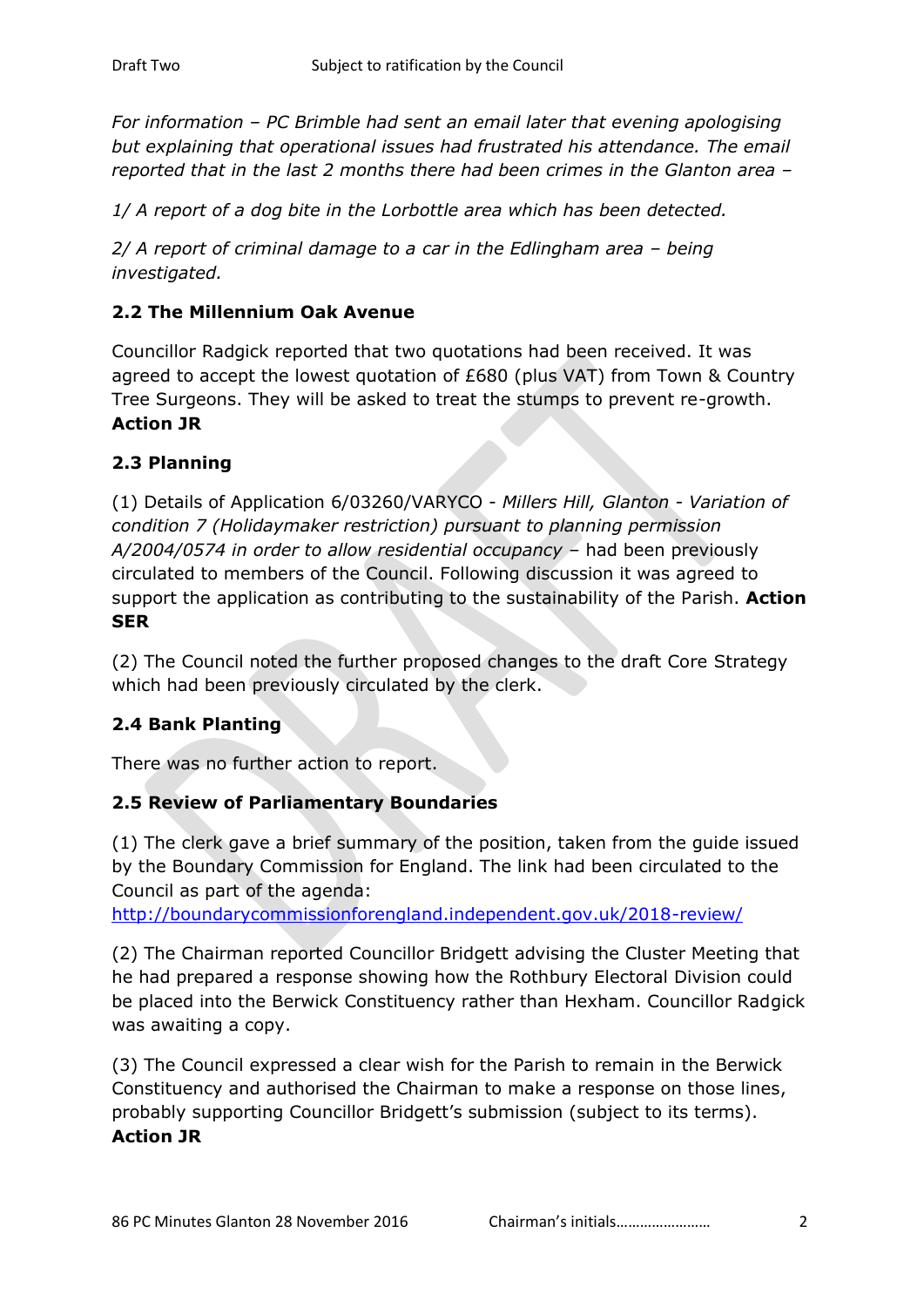*For information – PC Brimble had sent an email later that evening apologising but explaining that operational issues had frustrated his attendance. The email reported that in the last 2 months there had been crimes in the Glanton area –*

*1/ A report of a dog bite in the Lorbottle area which has been detected.*

*2/ A report of criminal damage to a car in the Edlingham area – being investigated.*

### 2.2 The Millennium Oak Avenue

Councillor Radgick reported that two quotations had been received. It was agreed to accept the lowest quotation of £680 (plus VAT) from Town & Country Tree Surgeons. They will be asked to treat the stumps to prevent re-growth. **Action JR**

### 2.3 Planning

(1) Details of Application 6/03260/VARYCO - *Millers Hill, Glanton - Variation of condition 7 (Holidaymaker restriction) pursuant to planning permission A/2004/0574 in order to allow residential occupancy* – had been previously circulated to members of the Council. Following discussion it was agreed to support the application as contributing to the sustainability of the Parish. **Action SER**

(2) The Council noted the further proposed changes to the draft Core Strategy which had been previously circulated by the clerk.

### 2.4 Bank Planting

There was no further action to report.

### 2.5 Review of Parliamentary Boundaries

(1) The clerk gave a brief summary of the position, taken from the guide issued by the Boundary Commission for England. The link had been circulated to the Council as part of the agenda: http://boundarycommissionforengland.independent.gov.uk/2018-review/

(2) The Chairman reported Councillor Bridgett advising the Cluster Meeting that he had prepared a response showing how the Rothbury Electoral Division could be placed into the Berwick Constituency rather than Hexham. Councillor Radgick was awaiting a copy.

(3) The Council expressed a clear wish for the Parish to remain in the Berwick Constituency and authorised the Chairman to make a response on those lines, probably supporting Councillor Bridgett's submission (subject to its terms). **Action JR**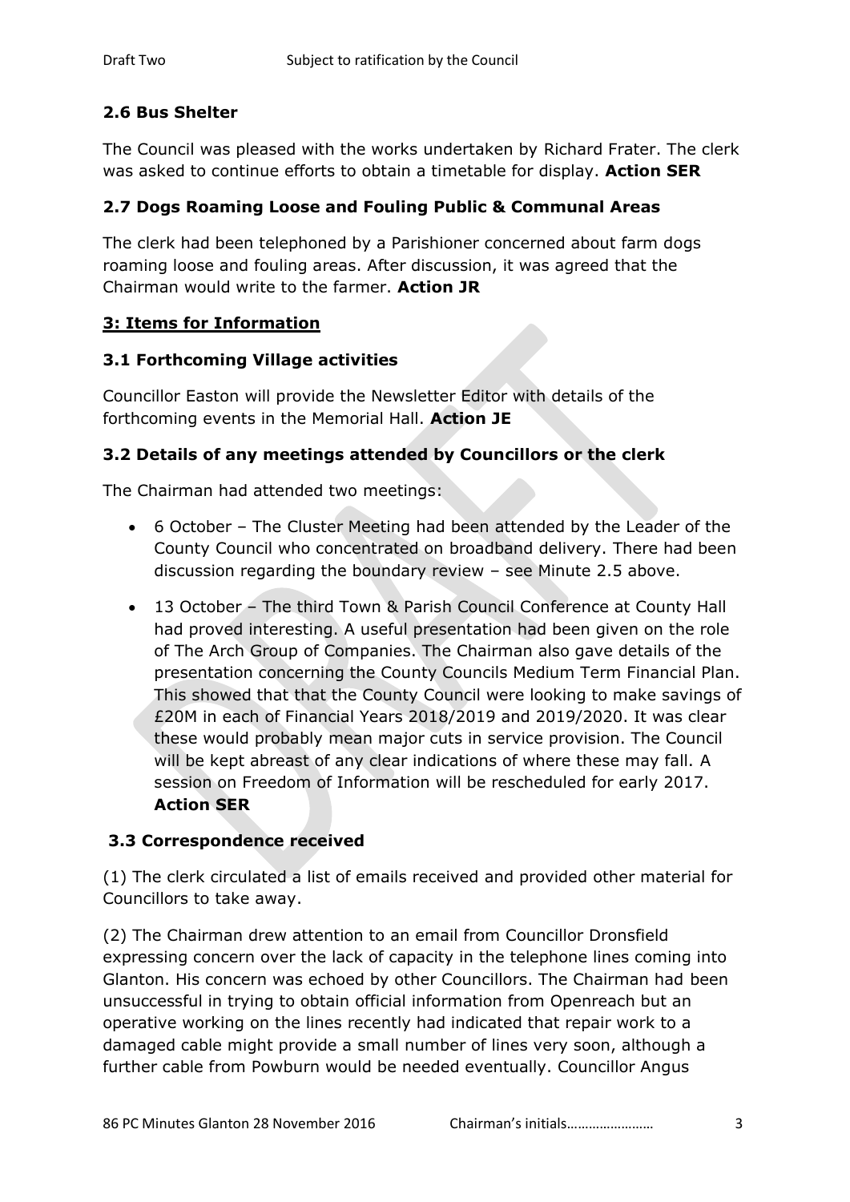### 2.6 Bus Shelter

The Council was pleased with the works undertaken by Richard Frater. The clerk was asked to continue efforts to obtain a timetable for display. **Action SER**

### 2.7 Dogs Roaming Loose and Fouling Public & Communal Areas

The clerk had been telephoned by a Parishioner concerned about farm dogs roaming loose and fouling areas. After discussion, it was agreed that the Chairman would write to the farmer. **Action JR**

## 3: Items for Information

### 3.1 Forthcoming Village activities

Councillor Easton will provide the Newsletter Editor with details of the forthcoming events in the Memorial Hall. **Action JE**

### 3.2 Details of any meetings attended by Councillors or the clerk

The Chairman had attended two meetings:

- 6 October – The Cluster Meeting had been attended by the Leader of the County Council who concentrated on broadband delivery. There had been discussion regarding the boundary review – see Minute 2.5 above.
- 13 October – The third Town & Parish Council Conference at County Hall had proved interesting. A useful presentation had been given on the role of The Arch Group of Companies. The Chairman also gave details of the presentation concerning the County Councils Medium Term Financial Plan. This showed that that the County Council were looking to make savings of £20M in each of Financial Years 2018/2019 and 2019/2020. It was clear these would probably mean major cuts in service provision. The Council will be kept abreast of any clear indications of where these may fall. A session on Freedom of Information will be rescheduled for early 2017. **Action SER**

### 3.3 Correspondence received

(1) The clerk circulated a list of emails received and provided other material for Councillors to take away.

(2) The Chairman drew attention to an email from Councillor Dronsfield expressing concern over the lack of capacity in the telephone lines coming into Glanton. His concern was echoed by other Councillors. The Chairman had been unsuccessful in trying to obtain official information from Openreach but an operative working on the lines recently had indicated that repair work to a damaged cable might provide a small number of lines very soon, although a further cable from Powburn would be needed eventually. Councillor Angus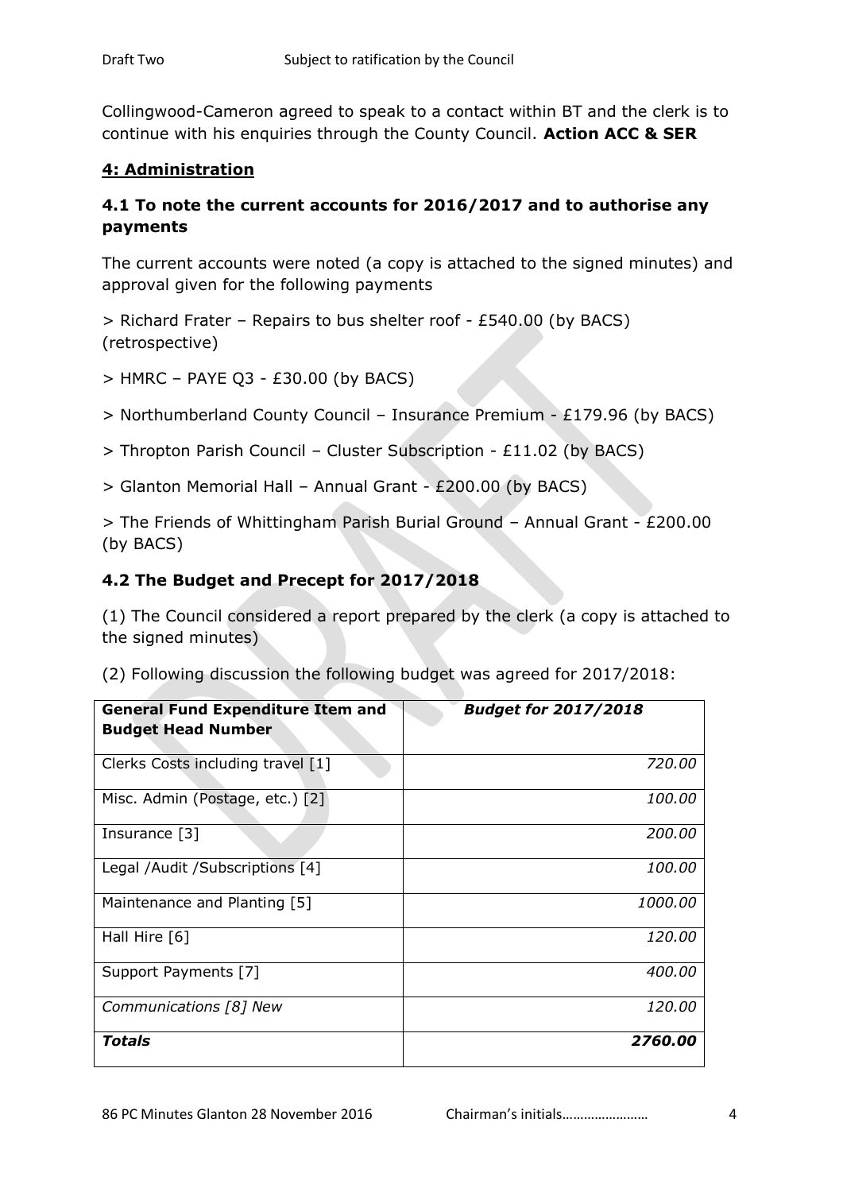Collingwood-Cameron agreed to speak to a contact within BT and the clerk is to continue with his enquiries through the County Council. **Action ACC & SER**

## 4: Administration

### 4.1 To note the current accounts for 2016/2017 and to authorise any payments

The current accounts were noted (a copy is attached to the signed minutes) and approval given for the following payments

> Richard Frater – Repairs to bus shelter roof - £540.00 (by BACS) (retrospective)

> HMRC – PAYE Q3 - £30.00 (by BACS)

> Northumberland County Council – Insurance Premium - £179.96 (by BACS)

> Thropton Parish Council – Cluster Subscription - £11.02 (by BACS)

> Glanton Memorial Hall – Annual Grant - £200.00 (by BACS)

> The Friends of Whittingham Parish Burial Ground – Annual Grant - £200.00 (by BACS)

### 4.2 The Budget and Precept for 2017/2018

(1) The Council considered a report prepared by the clerk (a copy is attached to the signed minutes)

(2) Following discussion the following budget was agreed for 2017/2018:

| **General Fund Expenditure Item and Budget Head Number** | ***Budget for 2017/2018*** |
|---|---|
| Clerks Costs including travel [1] | *720.00* |
| Misc. Admin (Postage, etc.) [2] | *100.00* |
| Insurance [3] | *200.00* |
| Legal /Audit /Subscriptions [4] | *100.00* |
| Maintenance and Planting [5] | *1000.00* |
| Hall Hire [6] | *120.00* |
| Support Payments [7] | *400.00* |
| *Communications [8] New* | *120.00* |
| ***Totals*** | ***2760.00*** |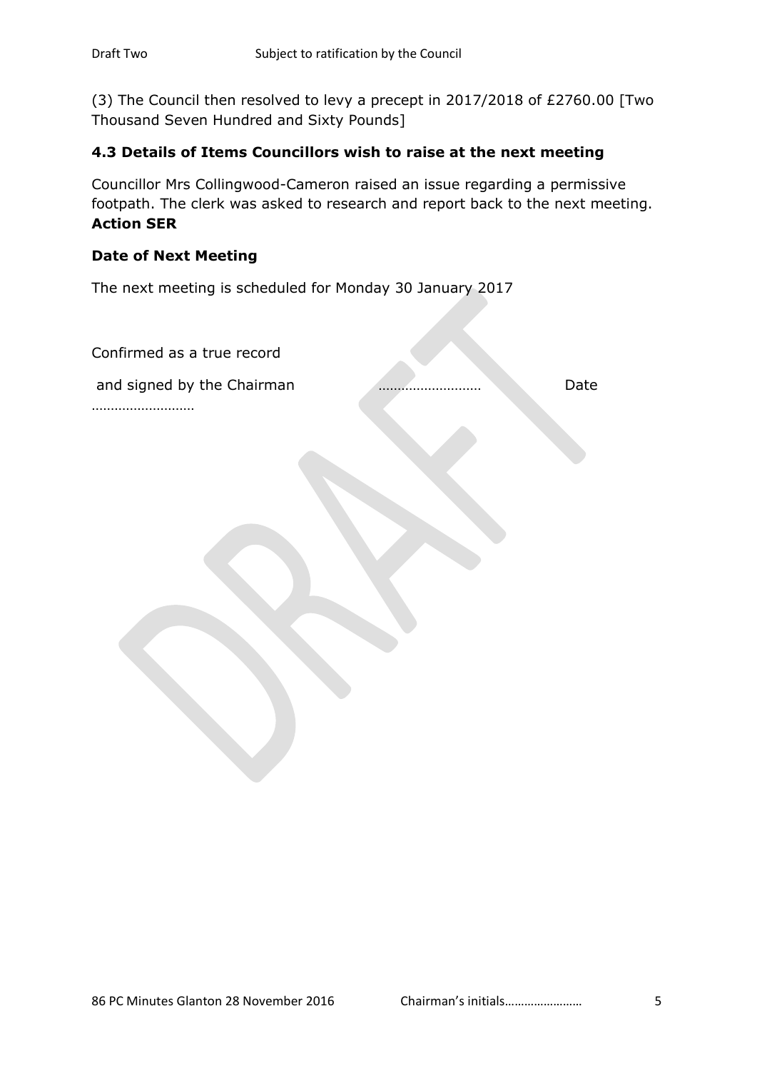(3) The Council then resolved to levy a precept in 2017/2018 of £2760.00 [Two Thousand Seven Hundred and Sixty Pounds]

### 4.3 Details of Items Councillors wish to raise at the next meeting

Councillor Mrs Collingwood-Cameron raised an issue regarding a permissive footpath. The clerk was asked to research and report back to the next meeting. **Action SER**

### Date of Next Meeting

The next meeting is scheduled for Monday 30 January 2017

Confirmed as a true record

and signed by the Chairman ……………………… Date ………………………